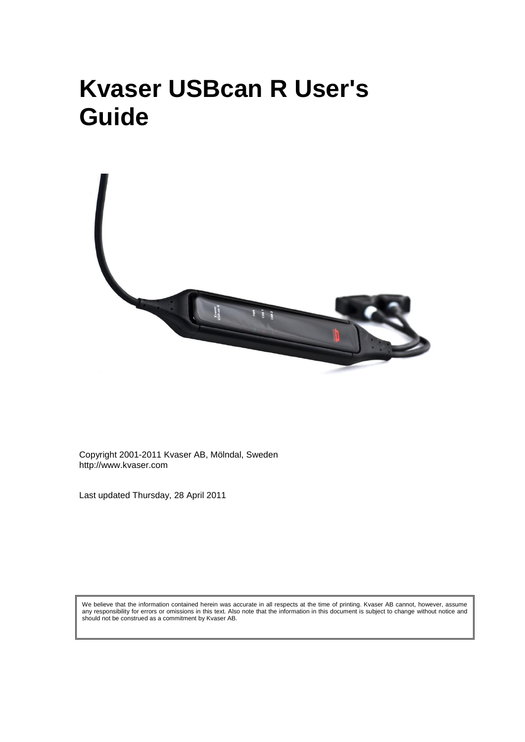# Kvaser USBcan R User's Guide

Copyright 2001-2011 Kvaser AB, Mölndal, Sweden
http://www.kvaser.com

Last updated Thursday, 28 April 2011

We believe that the information contained herein was accurate in all respects at the time of printing. Kvaser AB cannot, however, assume any responsibility for errors or omissions in this text. Also note that the information in this document is subject to change without notice and should not be construed as a commitment by Kvaser AB.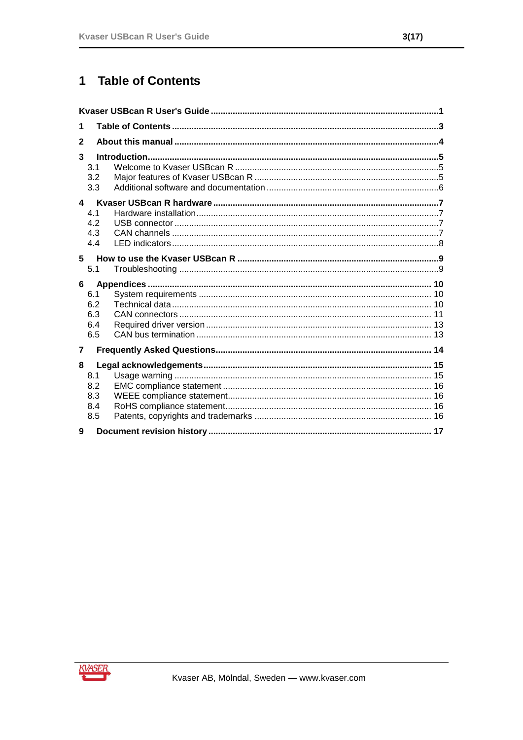# 1 Table of Contents

**Kaser USBcan R User's Guide** ............ **1**

**1 Table of Contents** ............ **3**

**2 About this manual** ............ **4**

**3 Introduction** ............ **5**

- 3.1 Welcome to Kvaser USBcan R ............ 5
- 3.2 Major features of Kvaser USBcan R ............ 5
- 3.3 Additional software and documentation ............ 6

**4 Kvaser USBcan R hardware** ............ **7**

- 4.1 Hardware installation ............ 7
- 4.2 USB connector ............ 7
- 4.3 CAN channels ............ 7
- 4.4 LED indicators ............ 8

**5 How to use the Kvaser USBcan R** ............ **9**

- 5.1 Troubleshooting ............ 9

**6 Appendices** ............ **10**

- 6.1 System requirements ............ 10
- 6.2 Technical data ............ 10
- 6.3 CAN connectors ............ 11
- 6.4 Required driver version ............ 13
- 6.5 CAN bus termination ............ 13

**7 Frequently Asked Questions** ............ **14**

**8 Legal acknowledgements** ............ **15**

- 8.1 Usage warning ............ 15
- 8.2 EMC compliance statement ............ 16
- 8.3 WEEE compliance statement ............ 16
- 8.4 RoHS compliance statement ............ 16
- 8.5 Patents, copyrights and trademarks ............ 16

**9 Document revision history** ............ **17**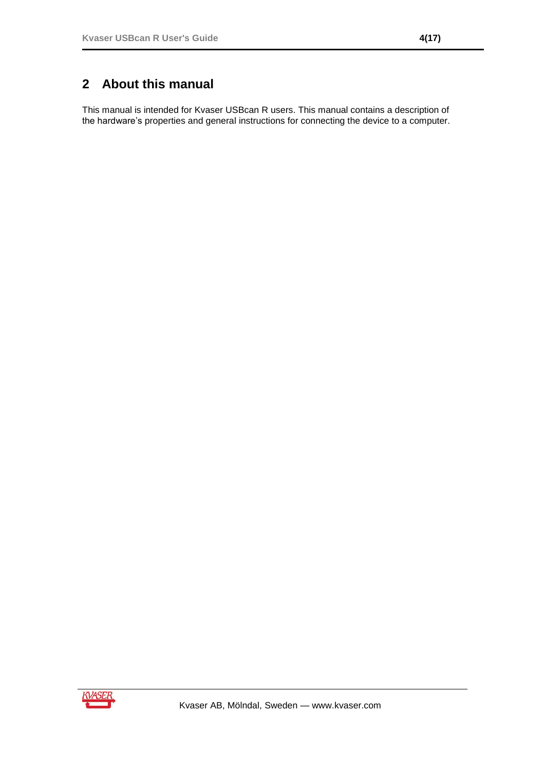# 2 About this manual

This manual is intended for Kvaser USBcan R users. This manual contains a description of the hardware's properties and general instructions for connecting the device to a computer.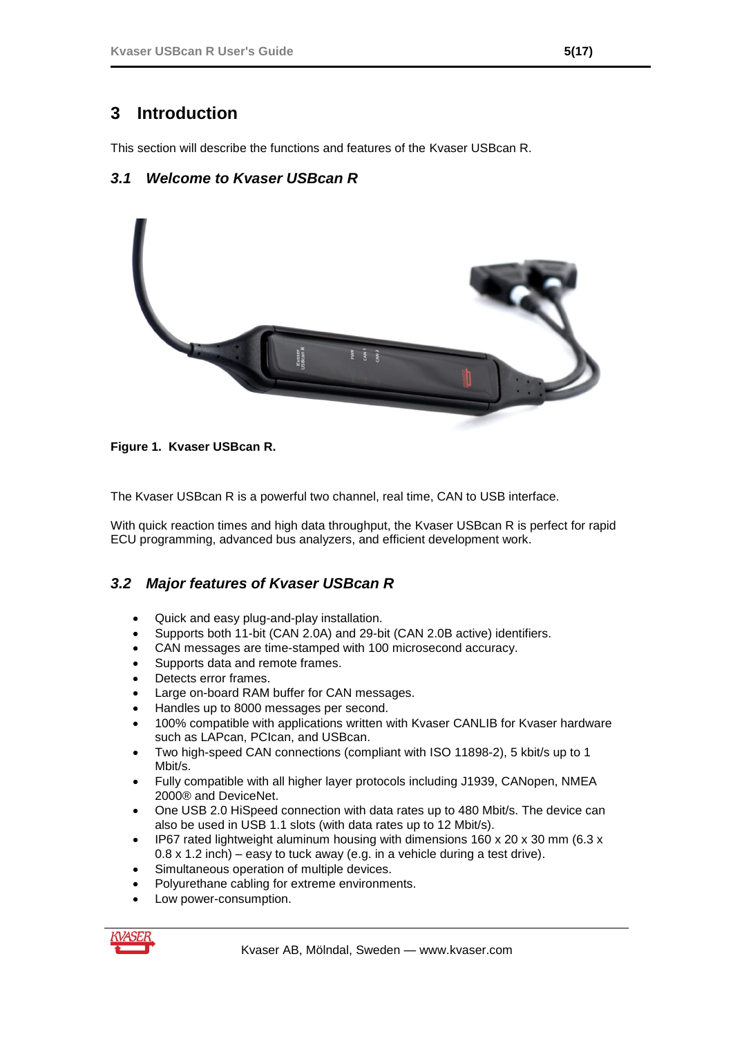# 3 Introduction

This section will describe the functions and features of the Kvaser USBcan R.

## 3.1 *Welcome to Kvaser USBcan R*

**Figure 1. Kvaser USBcan R.**

The Kvaser USBcan R is a powerful two channel, real time, CAN to USB interface.

With quick reaction times and high data throughput, the Kvaser USBcan R is perfect for rapid ECU programming, advanced bus analyzers, and efficient development work.

## 3.2 *Major features of Kvaser USBcan R*

- Quick and easy plug-and-play installation.
- Supports both 11-bit (CAN 2.0A) and 29-bit (CAN 2.0B active) identifiers.
- CAN messages are time-stamped with 100 microsecond accuracy.
- Supports data and remote frames.
- Detects error frames.
- Large on-board RAM buffer for CAN messages.
- Handles up to 8000 messages per second.
- 100% compatible with applications written with Kvaser CANLIB for Kvaser hardware such as LAPcan, PCIcan, and USBcan.
- Two high-speed CAN connections (compliant with ISO 11898-2), 5 kbit/s up to 1 Mbit/s.
- Fully compatible with all higher layer protocols including J1939, CANopen, NMEA 2000® and DeviceNet.
- One USB 2.0 HiSpeed connection with data rates up to 480 Mbit/s. The device can also be used in USB 1.1 slots (with data rates up to 12 Mbit/s).
- IP67 rated lightweight aluminum housing with dimensions 160 x 20 x 30 mm (6.3 x 0.8 x 1.2 inch) – easy to tuck away (e.g. in a vehicle during a test drive).
- Simultaneous operation of multiple devices.
- Polyurethane cabling for extreme environments.
- Low power-consumption.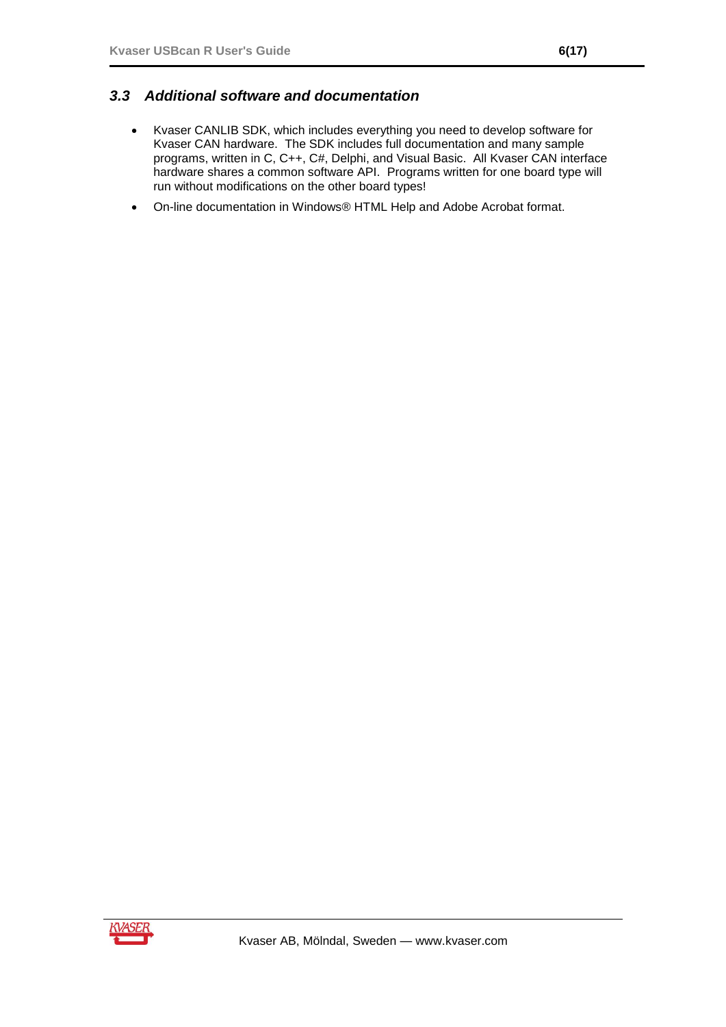### *3.3 Additional software and documentation*

- Kvaser CANLIB SDK, which includes everything you need to develop software for Kvaser CAN hardware. The SDK includes full documentation and many sample programs, written in C, C++, C#, Delphi, and Visual Basic. All Kvaser CAN interface hardware shares a common software API. Programs written for one board type will run without modifications on the other board types!
- On-line documentation in Windows® HTML Help and Adobe Acrobat format.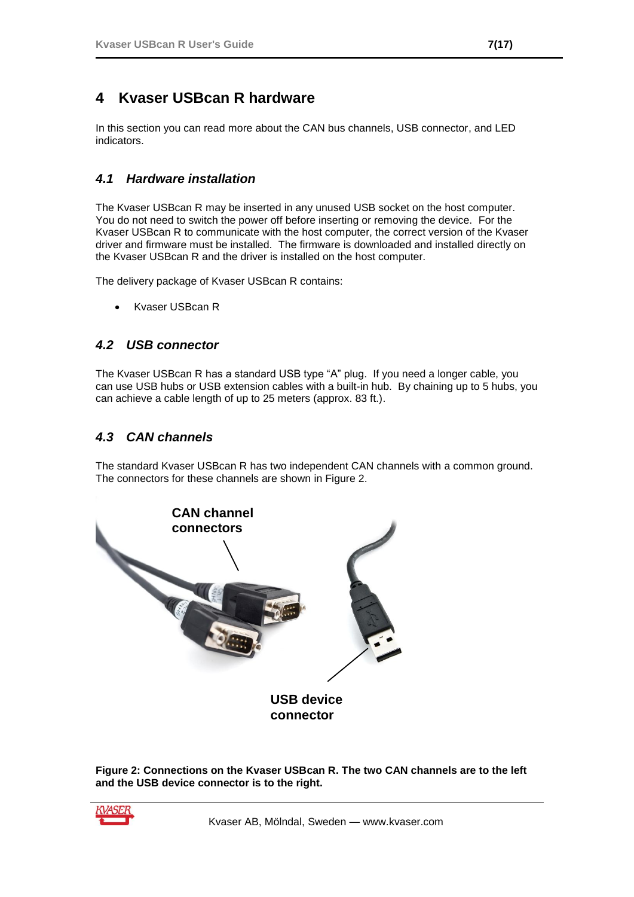# 4 Kvaser USBcan R hardware

In this section you can read more about the CAN bus channels, USB connector, and LED indicators.

## *4.1 Hardware installation*

The Kvaser USBcan R may be inserted in any unused USB socket on the host computer. You do not need to switch the power off before inserting or removing the device. For the Kvaser USBcan R to communicate with the host computer, the correct version of the Kvaser driver and firmware must be installed. The firmware is downloaded and installed directly on the Kvaser USBcan R and the driver is installed on the host computer.

The delivery package of Kvaser USBcan R contains:

- Kvaser USBcan R

## *4.2 USB connector*

The Kvaser USBcan R has a standard USB type “A” plug. If you need a longer cable, you can use USB hubs or USB extension cables with a built-in hub. By chaining up to 5 hubs, you can achieve a cable length of up to 25 meters (approx. 83 ft.).

## *4.3 CAN channels*

The standard Kvaser USBcan R has two independent CAN channels with a common ground. The connectors for these channels are shown in Figure 2.

CAN channel connectors

USB device connector

**Figure 2: Connections on the Kvaser USBcan R. The two CAN channels are to the left and the USB device connector is to the right.**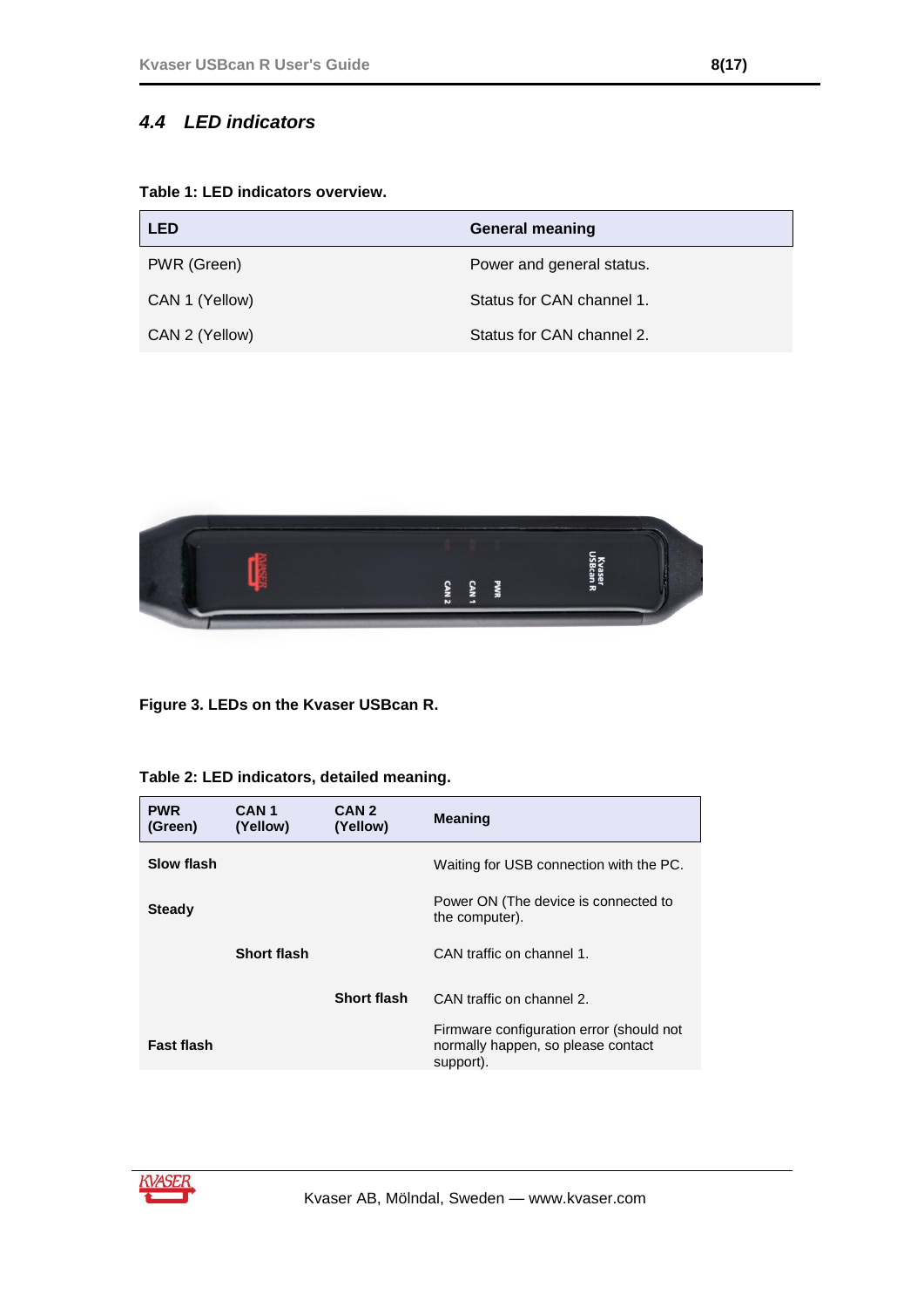### 4.4 LED indicators

**Table 1: LED indicators overview.**

| LED | General meaning |
|---|---|
| PWR (Green) | Power and general status. |
| CAN 1 (Yellow) | Status for CAN channel 1. |
| CAN 2 (Yellow) | Status for CAN channel 2. |

**Figure 3. LEDs on the Kvaser USBcan R.**

**Table 2: LED indicators, detailed meaning.**

| PWR (Green) | CAN 1 (Yellow) | CAN 2 (Yellow) | Meaning |
|---|---|---|---|
| **Slow flash** | | | Waiting for USB connection with the PC. |
| **Steady** | | | Power ON (The device is connected to the computer). |
| | **Short flash** | | CAN traffic on channel 1. |
| | | **Short flash** | CAN traffic on channel 2. |
| **Fast flash** | | | Firmware configuration error (should not normally happen, so please contact support). |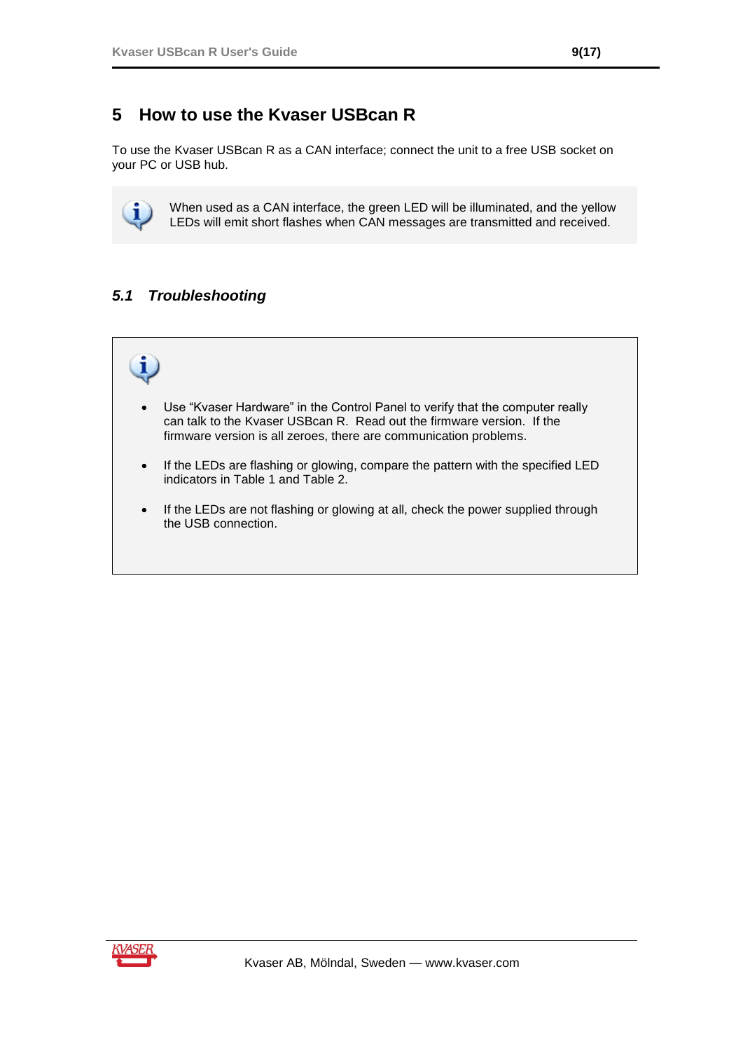# 5 How to use the Kvaser USBcan R

To use the Kvaser USBcan R as a CAN interface; connect the unit to a free USB socket on your PC or USB hub.

When used as a CAN interface, the green LED will be illuminated, and the yellow LEDs will emit short flashes when CAN messages are transmitted and received.

## *5.1 Troubleshooting*

- Use “Kvaser Hardware” in the Control Panel to verify that the computer really can talk to the Kvaser USBcan R. Read out the firmware version. If the firmware version is all zeroes, there are communication problems.
- If the LEDs are flashing or glowing, compare the pattern with the specified LED indicators in Table 1 and Table 2.
- If the LEDs are not flashing or glowing at all, check the power supplied through the USB connection.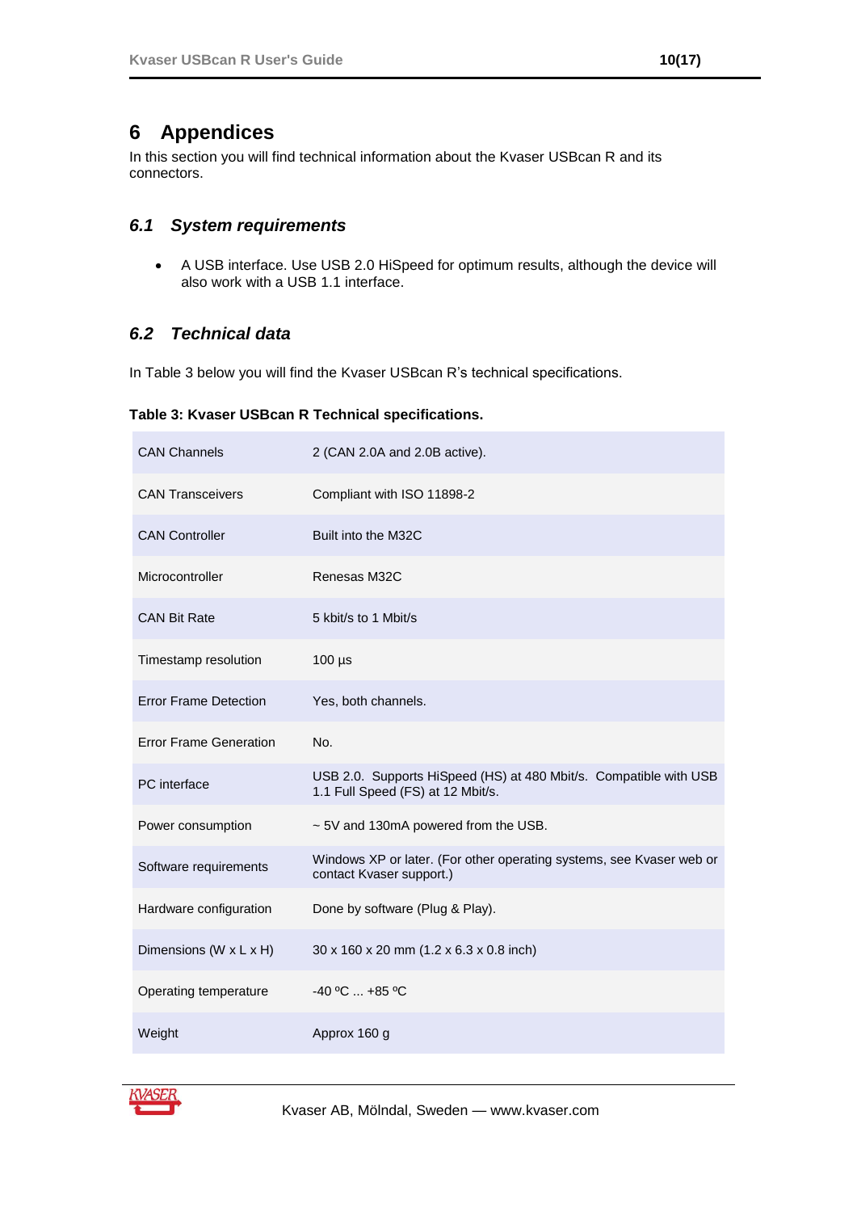# 6 Appendices

In this section you will find technical information about the Kvaser USBcan R and its connectors.

## 6.1 System requirements

- A USB interface. Use USB 2.0 HiSpeed for optimum results, although the device will also work with a USB 1.1 interface.

## 6.2 Technical data

In Table 3 below you will find the Kvaser USBcan R's technical specifications.

**Table 3: Kvaser USBcan R Technical specifications.**

| | |
|---|---|
| CAN Channels | 2 (CAN 2.0A and 2.0B active). |
| CAN Transceivers | Compliant with ISO 11898-2 |
| CAN Controller | Built into the M32C |
| Microcontroller | Renesas M32C |
| CAN Bit Rate | 5 kbit/s to 1 Mbit/s |
| Timestamp resolution | 100 µs |
| Error Frame Detection | Yes, both channels. |
| Error Frame Generation | No. |
| PC interface | USB 2.0. Supports HiSpeed (HS) at 480 Mbit/s. Compatible with USB 1.1 Full Speed (FS) at 12 Mbit/s. |
| Power consumption | ~ 5V and 130mA powered from the USB. |
| Software requirements | Windows XP or later. (For other operating systems, see Kvaser web or contact Kvaser support.) |
| Hardware configuration | Done by software (Plug & Play). |
| Dimensions (W x L x H) | 30 x 160 x 20 mm (1.2 x 6.3 x 0.8 inch) |
| Operating temperature | -40 ºC ... +85 ºC |
| Weight | Approx 160 g |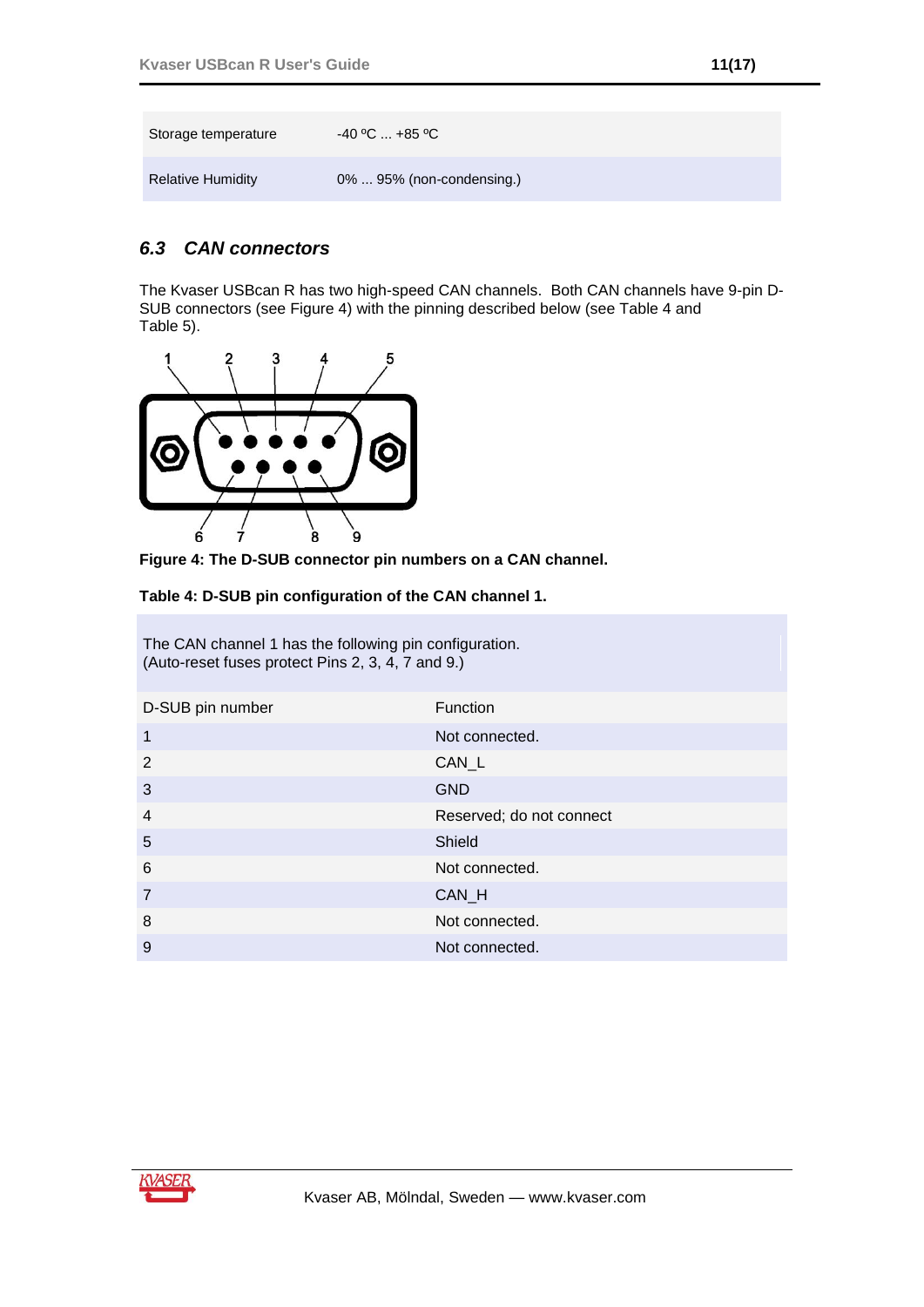| Storage temperature | -40 ºC ... +85 ºC |
|---|---|
| Relative Humidity | 0% ... 95% (non-condensing.) |

### 6.3 CAN connectors

The Kvaser USBcan R has two high-speed CAN channels. Both CAN channels have 9-pin D-SUB connectors (see Figure 4) with the pinning described below (see Table 4 and Table 5).

**Figure 4: The D-SUB connector pin numbers on a CAN channel.**

**Table 4: D-SUB pin configuration of the CAN channel 1.**

The CAN channel 1 has the following pin configuration.
(Auto-reset fuses protect Pins 2, 3, 4, 7 and 9.)

| D-SUB pin number | Function |
|---|---|
| 1 | Not connected. |
| 2 | CAN_L |
| 3 | GND |
| 4 | Reserved; do not connect |
| 5 | Shield |
| 6 | Not connected. |
| 7 | CAN_H |
| 8 | Not connected. |
| 9 | Not connected. |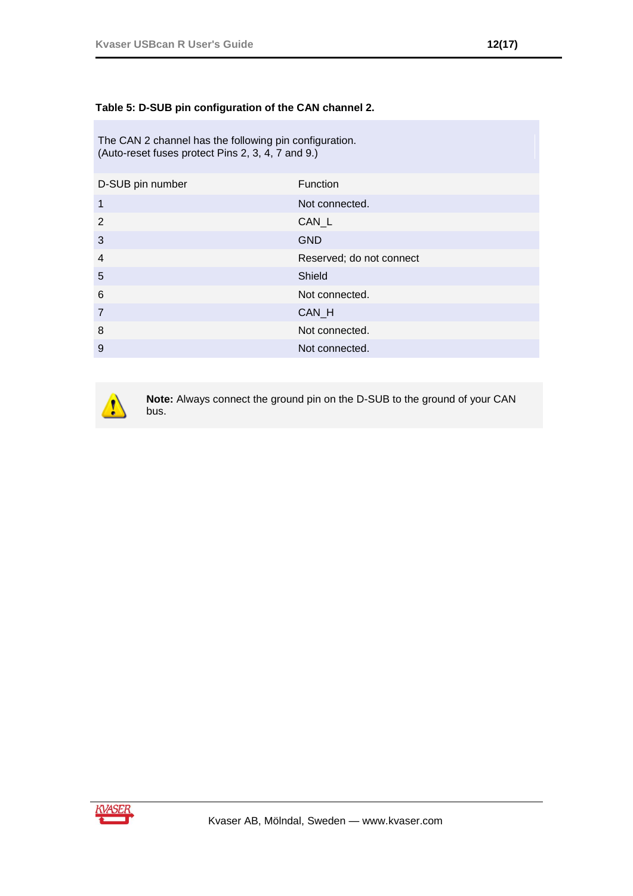**Table 5: D-SUB pin configuration of the CAN channel 2.**

The CAN 2 channel has the following pin configuration.
(Auto-reset fuses protect Pins 2, 3, 4, 7 and 9.)

| D-SUB pin number | Function |
|---|---|
| 1 | Not connected. |
| 2 | CAN_L |
| 3 | GND |
| 4 | Reserved; do not connect |
| 5 | Shield |
| 6 | Not connected. |
| 7 | CAN_H |
| 8 | Not connected. |
| 9 | Not connected. |

**Note:** Always connect the ground pin on the D-SUB to the ground of your CAN bus.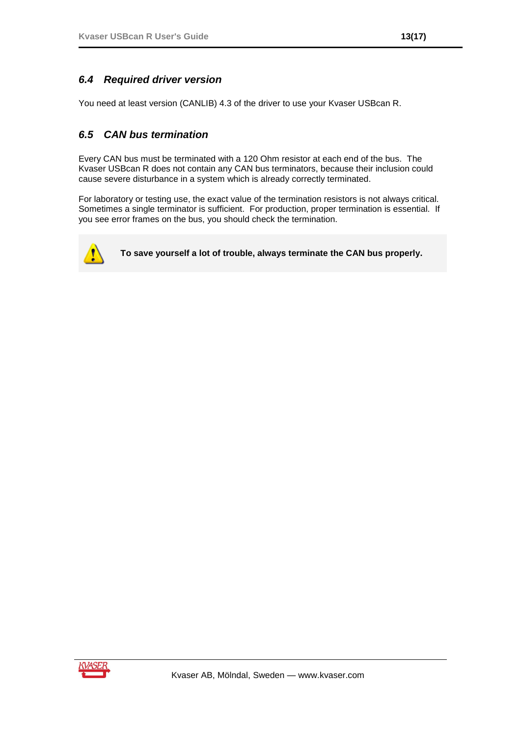### *6.4 Required driver version*

You need at least version (CANLIB) 4.3 of the driver to use your Kvaser USBcan R.

### *6.5 CAN bus termination*

Every CAN bus must be terminated with a 120 Ohm resistor at each end of the bus. The Kvaser USBcan R does not contain any CAN bus terminators, because their inclusion could cause severe disturbance in a system which is already correctly terminated.

For laboratory or testing use, the exact value of the termination resistors is not always critical. Sometimes a single terminator is sufficient. For production, proper termination is essential. If you see error frames on the bus, you should check the termination.

**To save yourself a lot of trouble, always terminate the CAN bus properly.**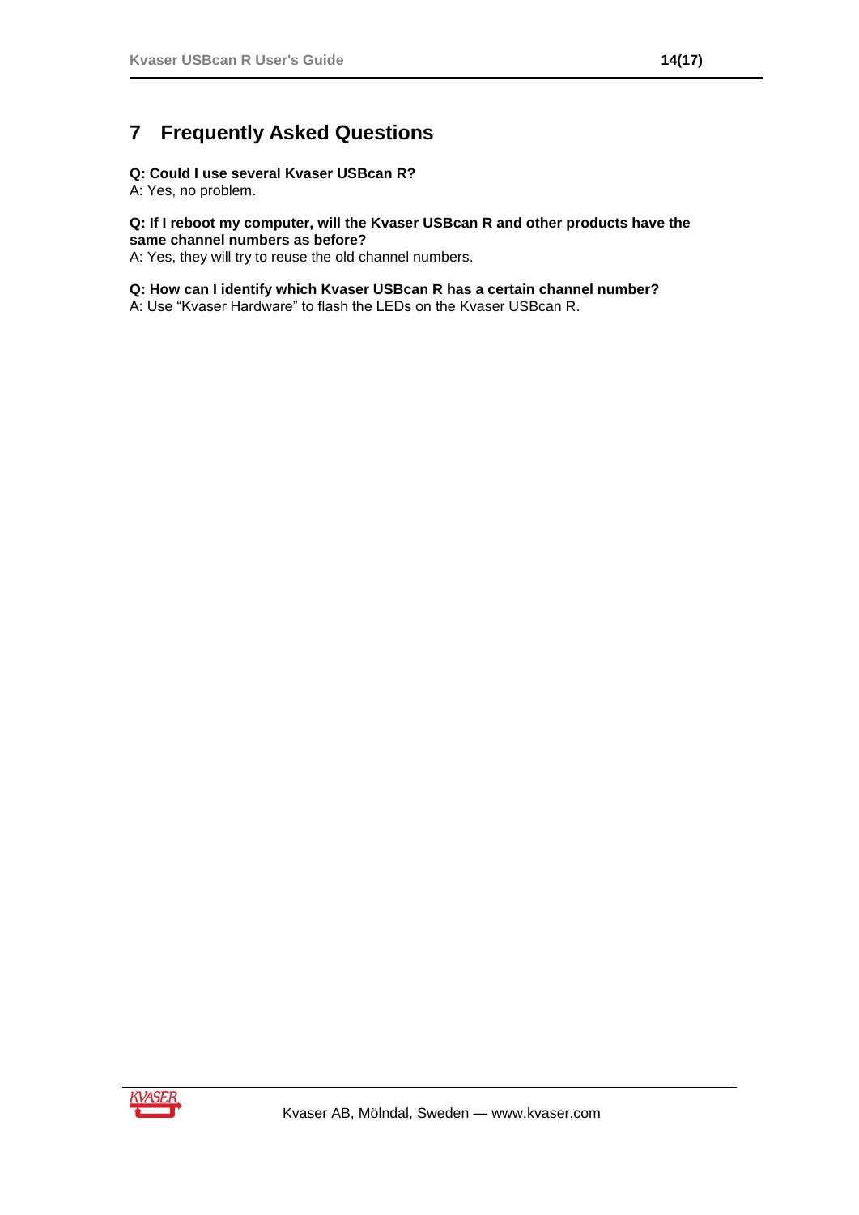# 7 Frequently Asked Questions

**Q: Could I use several Kvaser USBcan R?**
A: Yes, no problem.

**Q: If I reboot my computer, will the Kvaser USBcan R and other products have the same channel numbers as before?**
A: Yes, they will try to reuse the old channel numbers.

**Q: How can I identify which Kvaser USBcan R has a certain channel number?**
A: Use "Kvaser Hardware" to flash the LEDs on the Kvaser USBcan R.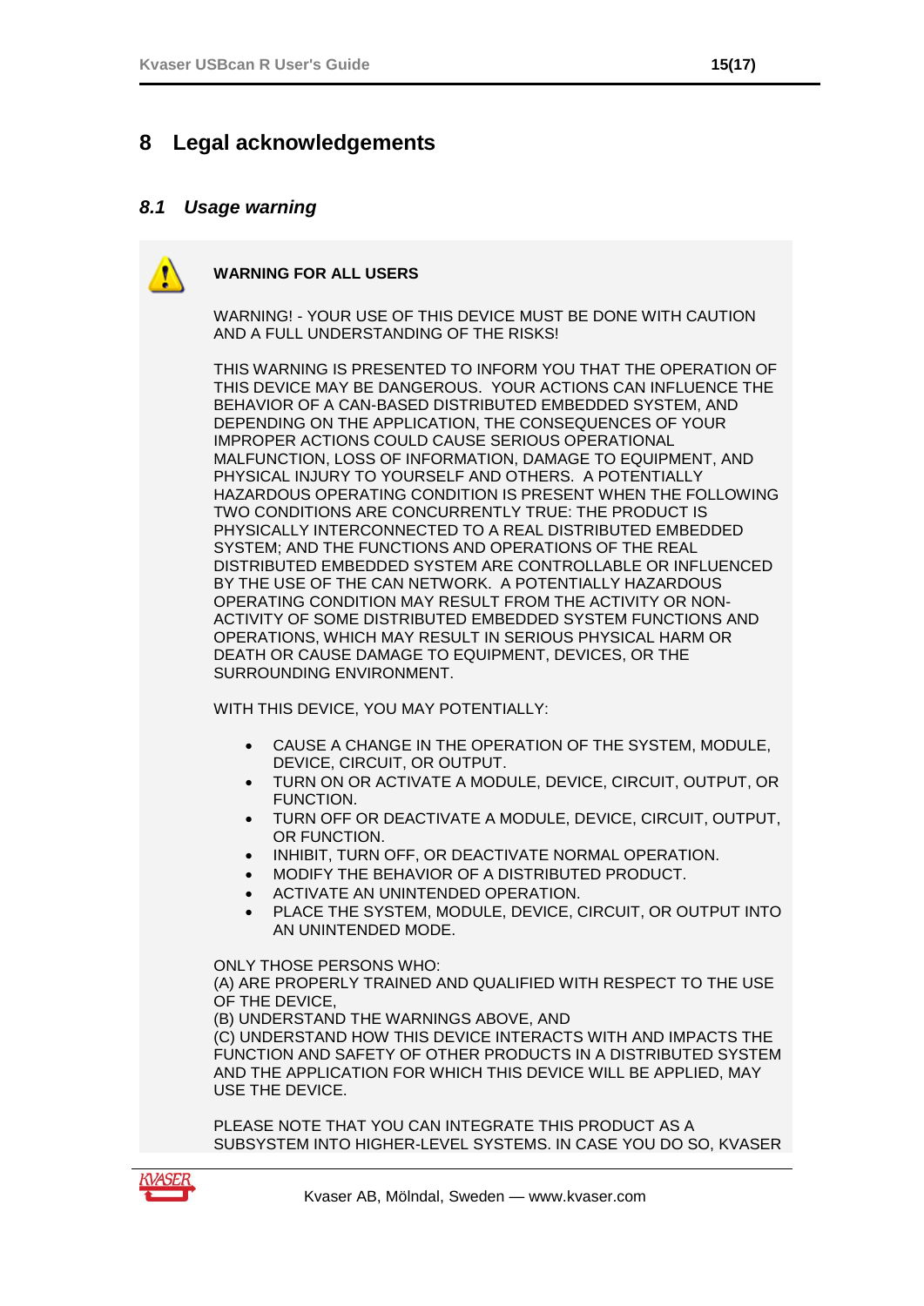# 8 Legal acknowledgements

## 8.1 Usage warning

**WARNING FOR ALL USERS**

WARNING! - YOUR USE OF THIS DEVICE MUST BE DONE WITH CAUTION AND A FULL UNDERSTANDING OF THE RISKS!

THIS WARNING IS PRESENTED TO INFORM YOU THAT THE OPERATION OF THIS DEVICE MAY BE DANGEROUS. YOUR ACTIONS CAN INFLUENCE THE BEHAVIOR OF A CAN-BASED DISTRIBUTED EMBEDDED SYSTEM, AND DEPENDING ON THE APPLICATION, THE CONSEQUENCES OF YOUR IMPROPER ACTIONS COULD CAUSE SERIOUS OPERATIONAL MALFUNCTION, LOSS OF INFORMATION, DAMAGE TO EQUIPMENT, AND PHYSICAL INJURY TO YOURSELF AND OTHERS. A POTENTIALLY HAZARDOUS OPERATING CONDITION IS PRESENT WHEN THE FOLLOWING TWO CONDITIONS ARE CONCURRENTLY TRUE: THE PRODUCT IS PHYSICALLY INTERCONNECTED TO A REAL DISTRIBUTED EMBEDDED SYSTEM; AND THE FUNCTIONS AND OPERATIONS OF THE REAL DISTRIBUTED EMBEDDED SYSTEM ARE CONTROLLABLE OR INFLUENCED BY THE USE OF THE CAN NETWORK. A POTENTIALLY HAZARDOUS OPERATING CONDITION MAY RESULT FROM THE ACTIVITY OR NON-ACTIVITY OF SOME DISTRIBUTED EMBEDDED SYSTEM FUNCTIONS AND OPERATIONS, WHICH MAY RESULT IN SERIOUS PHYSICAL HARM OR DEATH OR CAUSE DAMAGE TO EQUIPMENT, DEVICES, OR THE SURROUNDING ENVIRONMENT.

WITH THIS DEVICE, YOU MAY POTENTIALLY:

- CAUSE A CHANGE IN THE OPERATION OF THE SYSTEM, MODULE, DEVICE, CIRCUIT, OR OUTPUT.
- TURN ON OR ACTIVATE A MODULE, DEVICE, CIRCUIT, OUTPUT, OR FUNCTION.
- TURN OFF OR DEACTIVATE A MODULE, DEVICE, CIRCUIT, OUTPUT, OR FUNCTION.
- INHIBIT, TURN OFF, OR DEACTIVATE NORMAL OPERATION.
- MODIFY THE BEHAVIOR OF A DISTRIBUTED PRODUCT.
- ACTIVATE AN UNINTENDED OPERATION.
- PLACE THE SYSTEM, MODULE, DEVICE, CIRCUIT, OR OUTPUT INTO AN UNINTENDED MODE.

ONLY THOSE PERSONS WHO:
(A) ARE PROPERLY TRAINED AND QUALIFIED WITH RESPECT TO THE USE OF THE DEVICE,
(B) UNDERSTAND THE WARNINGS ABOVE, AND
(C) UNDERSTAND HOW THIS DEVICE INTERACTS WITH AND IMPACTS THE FUNCTION AND SAFETY OF OTHER PRODUCTS IN A DISTRIBUTED SYSTEM AND THE APPLICATION FOR WHICH THIS DEVICE WILL BE APPLIED, MAY USE THE DEVICE.

PLEASE NOTE THAT YOU CAN INTEGRATE THIS PRODUCT AS A SUBSYSTEM INTO HIGHER-LEVEL SYSTEMS. IN CASE YOU DO SO, KVASER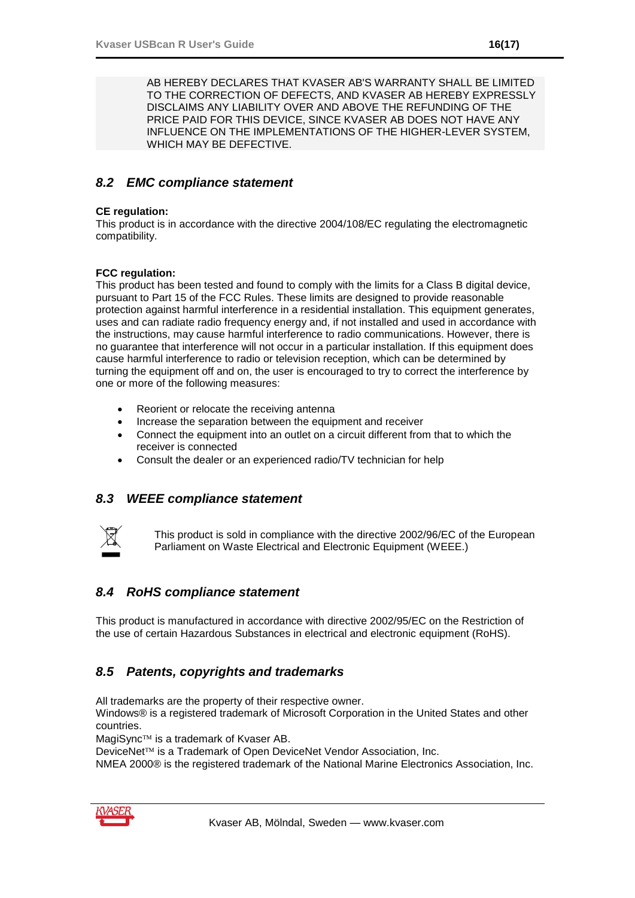AB HEREBY DECLARES THAT KVASER AB'S WARRANTY SHALL BE LIMITED TO THE CORRECTION OF DEFECTS, AND KVASER AB HEREBY EXPRESSLY DISCLAIMS ANY LIABILITY OVER AND ABOVE THE REFUNDING OF THE PRICE PAID FOR THIS DEVICE, SINCE KVASER AB DOES NOT HAVE ANY INFLUENCE ON THE IMPLEMENTATIONS OF THE HIGHER-LEVER SYSTEM, WHICH MAY BE DEFECTIVE.

## *8.2 EMC compliance statement*

**CE regulation:**
This product is in accordance with the directive 2004/108/EC regulating the electromagnetic compatibility.

**FCC regulation:**
This product has been tested and found to comply with the limits for a Class B digital device, pursuant to Part 15 of the FCC Rules. These limits are designed to provide reasonable protection against harmful interference in a residential installation. This equipment generates, uses and can radiate radio frequency energy and, if not installed and used in accordance with the instructions, may cause harmful interference to radio communications. However, there is no guarantee that interference will not occur in a particular installation. If this equipment does cause harmful interference to radio or television reception, which can be determined by turning the equipment off and on, the user is encouraged to try to correct the interference by one or more of the following measures:

- Reorient or relocate the receiving antenna
- Increase the separation between the equipment and receiver
- Connect the equipment into an outlet on a circuit different from that to which the receiver is connected
- Consult the dealer or an experienced radio/TV technician for help

## *8.3 WEEE compliance statement*

This product is sold in compliance with the directive 2002/96/EC of the European Parliament on Waste Electrical and Electronic Equipment (WEEE.)

## *8.4 RoHS compliance statement*

This product is manufactured in accordance with directive 2002/95/EC on the Restriction of the use of certain Hazardous Substances in electrical and electronic equipment (RoHS).

## *8.5 Patents, copyrights and trademarks*

All trademarks are the property of their respective owner.
Windows® is a registered trademark of Microsoft Corporation in the United States and other countries.
MagiSync™ is a trademark of Kvaser AB.
DeviceNet™ is a Trademark of Open DeviceNet Vendor Association, Inc.
NMEA 2000® is the registered trademark of the National Marine Electronics Association, Inc.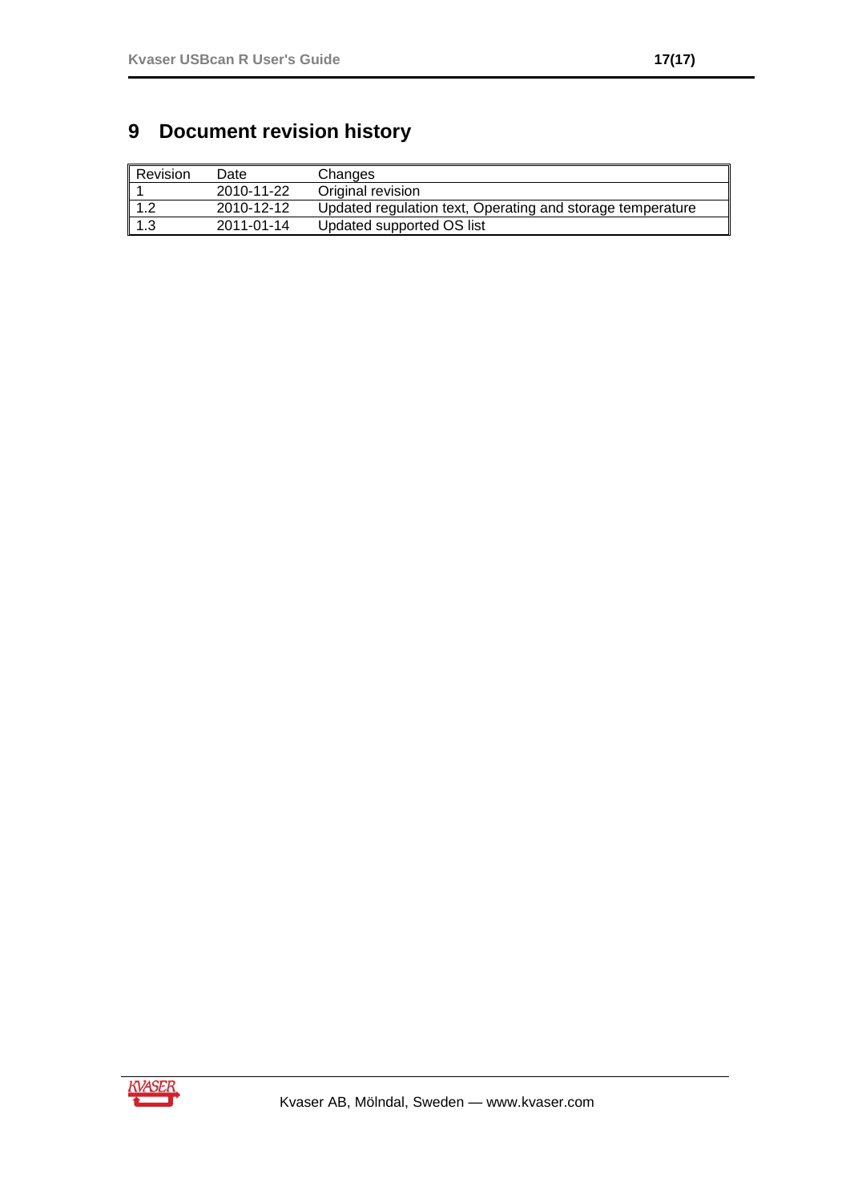# 9 Document revision history

| Revision | Date | Changes |
|---|---|---|
| 1 | 2010-11-22 | Original revision |
| 1.2 | 2010-12-12 | Updated regulation text, Operating and storage temperature |
| 1.3 | 2011-01-14 | Updated supported OS list |